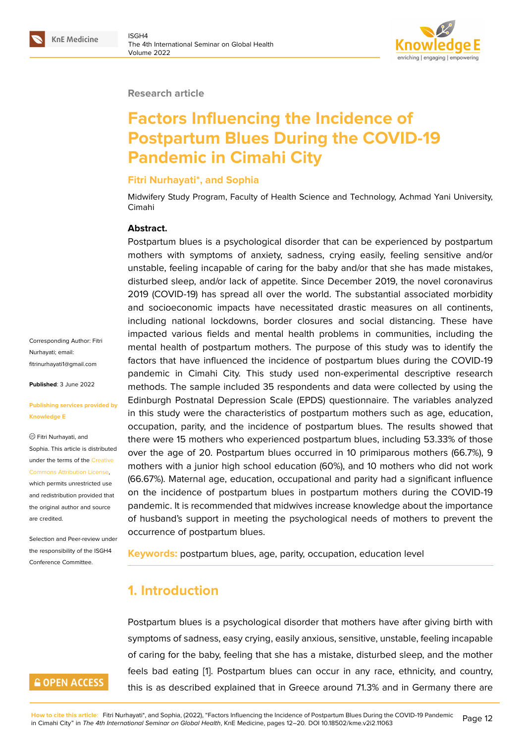Research article

# Factors Influencing the Incidence of Postpartum Blues During the COVID-19 Pandemic in Cimahi City

**Fitri Nurhayati*, and Sophia**

Midwifery Study Program, Faculty of Health Science and Technology, Achmad Yani University, Cimahi

Corresponding Author: Fitri Nurhayati; email: fitrinurhayati1@gmail.com

**Published**: 3 June 2022

**Publishing services provided by Knowledge E**

© Fitri Nurhayati, and Sophia. This article is distributed under the terms of the Creative Commons Attribution License, which permits unrestricted use and redistribution provided that the original author and source are credited.

Selection and Peer-review under the responsibility of the ISGH4 Conference Committee.

**Abstract.**

Postpartum blues is a psychological disorder that can be experienced by postpartum mothers with symptoms of anxiety, sadness, crying easily, feeling sensitive and/or unstable, feeling incapable of caring for the baby and/or that she has made mistakes, disturbed sleep, and/or lack of appetite. Since December 2019, the novel coronavirus 2019 (COVID-19) has spread all over the world. The substantial associated morbidity and socioeconomic impacts have necessitated drastic measures on all continents, including national lockdowns, border closures and social distancing. These have impacted various fields and mental health problems in communities, including the mental health of postpartum mothers. The purpose of this study was to identify the factors that have influenced the incidence of postpartum blues during the COVID-19 pandemic in Cimahi City. This study used non-experimental descriptive research methods. The sample included 35 respondents and data were collected by using the Edinburgh Postnatal Depression Scale (EPDS) questionnaire. The variables analyzed in this study were the characteristics of postpartum mothers such as age, education, occupation, parity, and the incidence of postpartum blues. The results showed that there were 15 mothers who experienced postpartum blues, including 53.33% of those over the age of 20. Postpartum blues occurred in 10 primiparous mothers (66.7%), 9 mothers with a junior high school education (60%), and 10 mothers who did not work (66.67%). Maternal age, education, occupational and parity had a significant influence on the incidence of postpartum blues in postpartum mothers during the COVID-19 pandemic. It is recommended that midwives increase knowledge about the importance of husband's support in meeting the psychological needs of mothers to prevent the occurrence of postpartum blues.

**Keywords:** postpartum blues, age, parity, occupation, education level

## 1. Introduction

Postpartum blues is a psychological disorder that mothers have after giving birth with symptoms of sadness, easy crying, easily anxious, sensitive, unstable, feeling incapable of caring for the baby, feeling that she has a mistake, disturbed sleep, and the mother feels bad eating [1]. Postpartum blues can occur in any race, ethnicity, and country, this is as described explained that in Greece around 71.3% and in Germany there are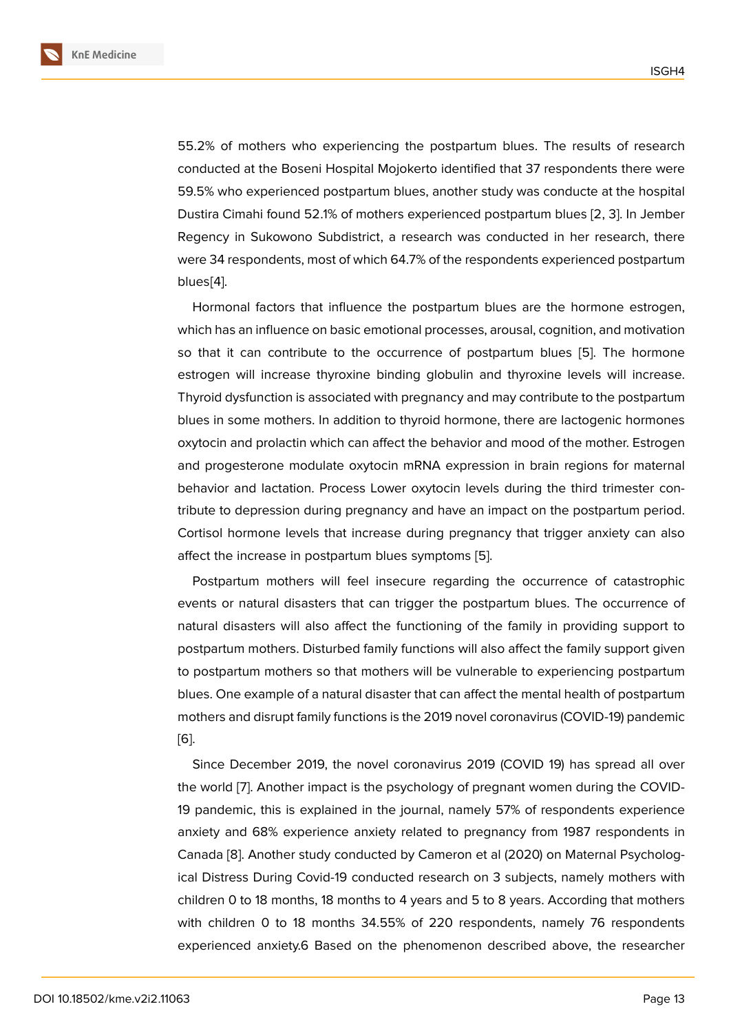55.2% of mothers who experiencing the postpartum blues. The results of research conducted at the Boseni Hospital Mojokerto identified that 37 respondents there were 59.5% who experienced postpartum blues, another study was conducte at the hospital Dustira Cimahi found 52.1% of mothers experienced postpartum blues [2, 3]. In Jember Regency in Sukowono Subdistrict, a research was conducted in her research, there were 34 respondents, most of which 64.7% of the respondents experienced postpartum blues[4].

Hormonal factors that influence the postpartum blues are the hormone estrogen, which has an influence on basic emotional processes, arousal, cognition, and motivation so that it can contribute to the occurrence of postpartum blues [5]. The hormone estrogen will increase thyroxine binding globulin and thyroxine levels will increase. Thyroid dysfunction is associated with pregnancy and may contribute to the postpartum blues in some mothers. In addition to thyroid hormone, there are lactogenic hormones oxytocin and prolactin which can affect the behavior and mood of the mother. Estrogen and progesterone modulate oxytocin mRNA expression in brain regions for maternal behavior and lactation. Process Lower oxytocin levels during the third trimester contribute to depression during pregnancy and have an impact on the postpartum period. Cortisol hormone levels that increase during pregnancy that trigger anxiety can also affect the increase in postpartum blues symptoms [5].

Postpartum mothers will feel insecure regarding the occurrence of catastrophic events or natural disasters that can trigger the postpartum blues. The occurrence of natural disasters will also affect the functioning of the family in providing support to postpartum mothers. Disturbed family functions will also affect the family support given to postpartum mothers so that mothers will be vulnerable to experiencing postpartum blues. One example of a natural disaster that can affect the mental health of postpartum mothers and disrupt family functions is the 2019 novel coronavirus (COVID-19) pandemic [6].

Since December 2019, the novel coronavirus 2019 (COVID 19) has spread all over the world [7]. Another impact is the psychology of pregnant women during the COVID-19 pandemic, this is explained in the journal, namely 57% of respondents experience anxiety and 68% experience anxiety related to pregnancy from 1987 respondents in Canada [8]. Another study conducted by Cameron et al (2020) on Maternal Psychological Distress During Covid-19 conducted research on 3 subjects, namely mothers with children 0 to 18 months, 18 months to 4 years and 5 to 8 years. According that mothers with children 0 to 18 months 34.55% of 220 respondents, namely 76 respondents experienced anxiety.6 Based on the phenomenon described above, the researcher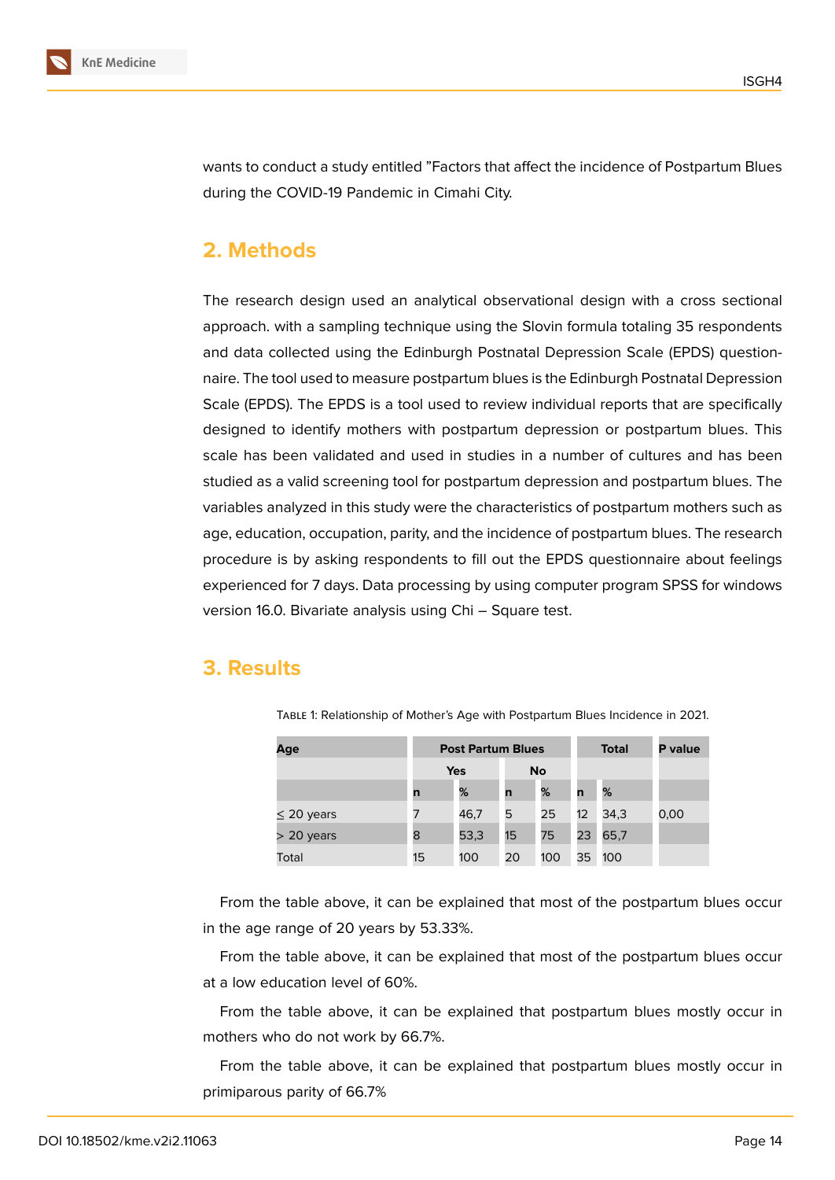wants to conduct a study entitled "Factors that affect the incidence of Postpartum Blues during the COVID-19 Pandemic in Cimahi City.

## 2. Methods

The research design used an analytical observational design with a cross sectional approach. with a sampling technique using the Slovin formula totaling 35 respondents and data collected using the Edinburgh Postnatal Depression Scale (EPDS) questionnaire. The tool used to measure postpartum blues is the Edinburgh Postnatal Depression Scale (EPDS). The EPDS is a tool used to review individual reports that are specifically designed to identify mothers with postpartum depression or postpartum blues. This scale has been validated and used in studies in a number of cultures and has been studied as a valid screening tool for postpartum depression and postpartum blues. The variables analyzed in this study were the characteristics of postpartum mothers such as age, education, occupation, parity, and the incidence of postpartum blues. The research procedure is by asking respondents to fill out the EPDS questionnaire about feelings experienced for 7 days. Data processing by using computer program SPSS for windows version 16.0. Bivariate analysis using Chi – Square test.

## 3. Results

Table 1: Relationship of Mother's Age with Postpartum Blues Incidence in 2021.

| Age | Post Partum Blues | | | | Total | | P value |
|---|---|---|---|---|---|---|---|
| | Yes | | No | | | | |
| | n | % | n | % | n | % | |
| ≤ 20 years | 7 | 46,7 | 5 | 25 | 12 | 34,3 | 0,00 |
| > 20 years | 8 | 53,3 | 15 | 75 | 23 | 65,7 | |
| Total | 15 | 100 | 20 | 100 | 35 | 100 | |

From the table above, it can be explained that most of the postpartum blues occur in the age range of 20 years by 53.33%.

From the table above, it can be explained that most of the postpartum blues occur at a low education level of 60%.

From the table above, it can be explained that postpartum blues mostly occur in mothers who do not work by 66.7%.

From the table above, it can be explained that postpartum blues mostly occur in primiparous parity of 66.7%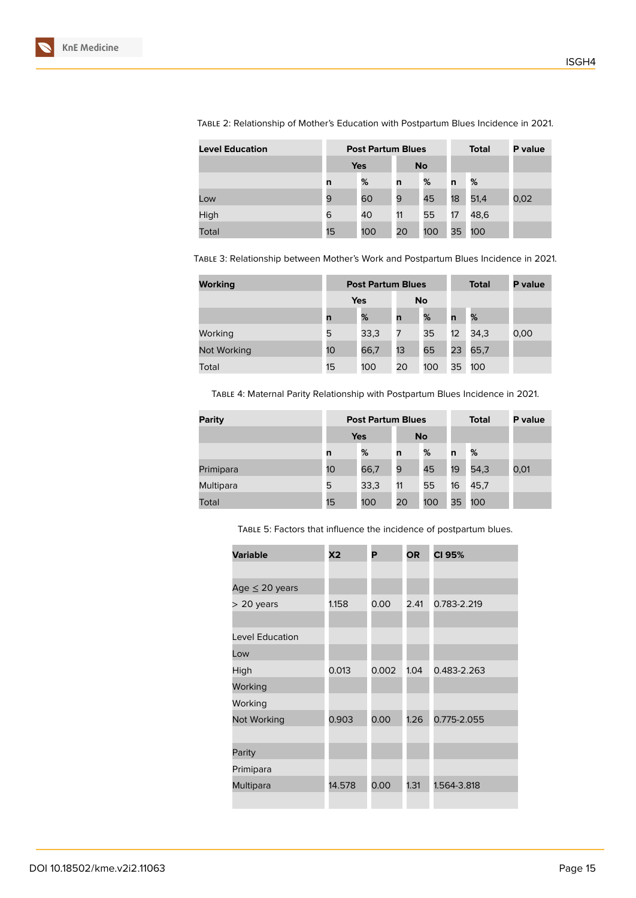Table 2: Relationship of Mother's Education with Postpartum Blues Incidence in 2021.

| Level Education | Post Partum Blues | | | | Total | | P value |
|---|---|---|---|---|---|---|---|
| | Yes | | No | | | | |
| | n | % | n | % | n | % | |
| Low | 9 | 60 | 9 | 45 | 18 | 51,4 | 0,02 |
| High | 6 | 40 | 11 | 55 | 17 | 48,6 | |
| Total | 15 | 100 | 20 | 100 | 35 | 100 | |

Table 3: Relationship between Mother's Work and Postpartum Blues Incidence in 2021.

| Working | Post Partum Blues | | | | Total | | P value |
|---|---|---|---|---|---|---|---|
| | Yes | | No | | | | |
| | n | % | n | % | n | % | |
| Working | 5 | 33,3 | 7 | 35 | 12 | 34,3 | 0,00 |
| Not Working | 10 | 66,7 | 13 | 65 | 23 | 65,7 | |
| Total | 15 | 100 | 20 | 100 | 35 | 100 | |

Table 4: Maternal Parity Relationship with Postpartum Blues Incidence in 2021.

| Parity | Post Partum Blues | | | | Total | | P value |
|---|---|---|---|---|---|---|---|
| | Yes | | No | | | | |
| | n | % | n | % | n | % | |
| Primipara | 10 | 66,7 | 9 | 45 | 19 | 54,3 | 0,01 |
| Multipara | 5 | 33,3 | 11 | 55 | 16 | 45,7 | |
| Total | 15 | 100 | 20 | 100 | 35 | 100 | |

Table 5: Factors that influence the incidence of postpartum blues.

| Variable | X2 | P | OR | CI 95% |
|---|---|---|---|---|
| | | | | |
| Age ≤ 20 years | | | | |
| > 20 years | 1.158 | 0.00 | 2.41 | 0.783-2.219 |
| | | | | |
| Level Education | | | | |
| Low | | | | |
| High | 0.013 | 0.002 | 1.04 | 0.483-2.263 |
| Working | | | | |
| Working | | | | |
| Not Working | 0.903 | 0.00 | 1.26 | 0.775-2.055 |
| | | | | |
| Parity | | | | |
| Primipara | | | | |
| Multipara | 14.578 | 0.00 | 1.31 | 1.564-3.818 |
| | | | | |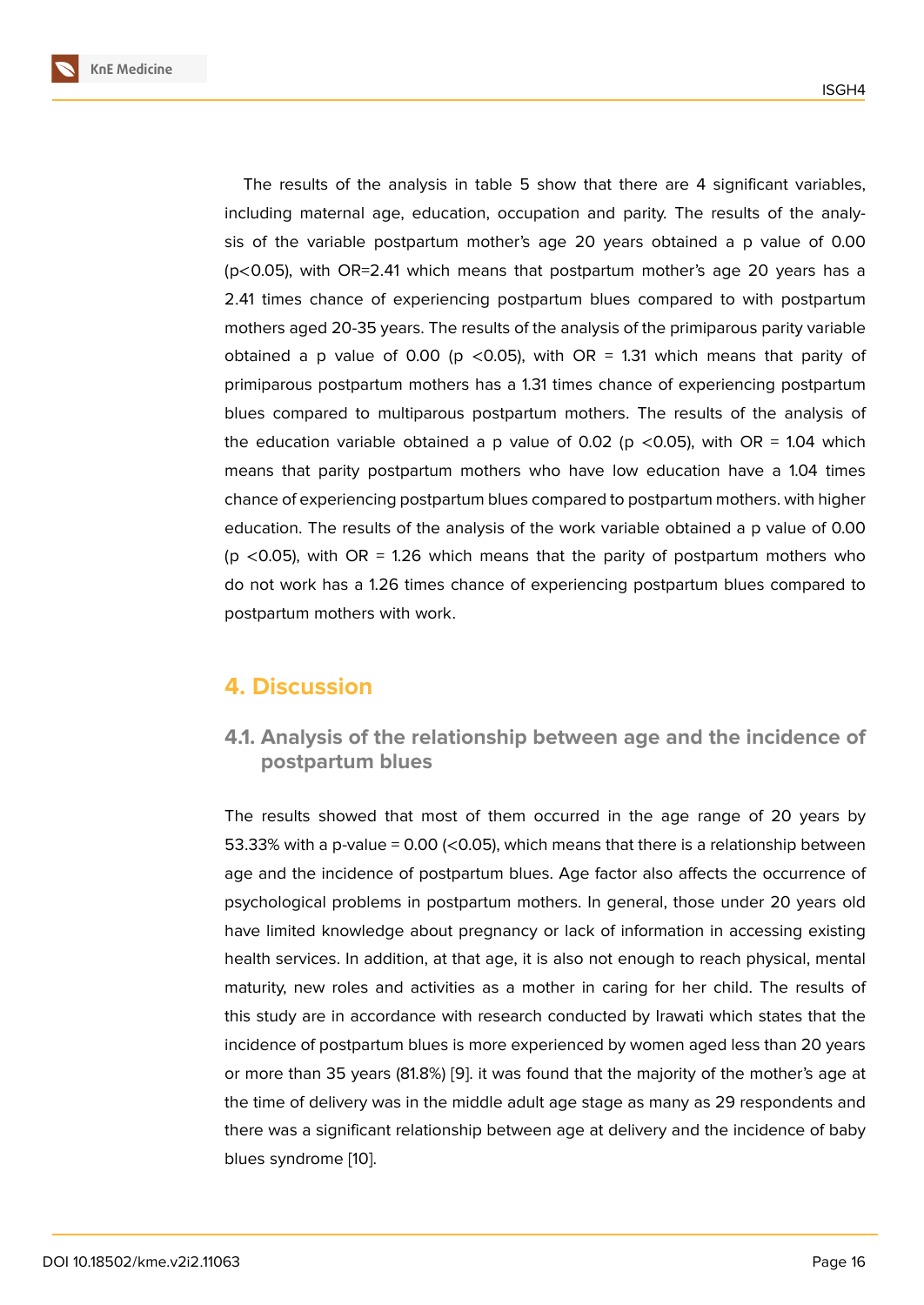The results of the analysis in table 5 show that there are 4 significant variables, including maternal age, education, occupation and parity. The results of the analysis of the variable postpartum mother's age 20 years obtained a p value of 0.00 ($p<0.05$), with OR=2.41 which means that postpartum mother's age 20 years has a 2.41 times chance of experiencing postpartum blues compared to with postpartum mothers aged 20-35 years. The results of the analysis of the primiparous parity variable obtained a p value of 0.00 ($p <0.05$), with OR = 1.31 which means that parity of primiparous postpartum mothers has a 1.31 times chance of experiencing postpartum blues compared to multiparous postpartum mothers. The results of the analysis of the education variable obtained a p value of 0.02 ($p <0.05$), with OR = 1.04 which means that parity postpartum mothers who have low education have a 1.04 times chance of experiencing postpartum blues compared to postpartum mothers. with higher education. The results of the analysis of the work variable obtained a p value of 0.00 ($p <0.05$), with OR = 1.26 which means that the parity of postpartum mothers who do not work has a 1.26 times chance of experiencing postpartum blues compared to postpartum mothers with work.

# 4. Discussion

## 4.1. Analysis of the relationship between age and the incidence of postpartum blues

The results showed that most of them occurred in the age range of 20 years by 53.33% with a p-value = 0.00 (<0.05), which means that there is a relationship between age and the incidence of postpartum blues. Age factor also affects the occurrence of psychological problems in postpartum mothers. In general, those under 20 years old have limited knowledge about pregnancy or lack of information in accessing existing health services. In addition, at that age, it is also not enough to reach physical, mental maturity, new roles and activities as a mother in caring for her child. The results of this study are in accordance with research conducted by Irawati which states that the incidence of postpartum blues is more experienced by women aged less than 20 years or more than 35 years (81.8%) [9]. it was found that the majority of the mother's age at the time of delivery was in the middle adult age stage as many as 29 respondents and there was a significant relationship between age at delivery and the incidence of baby blues syndrome [10].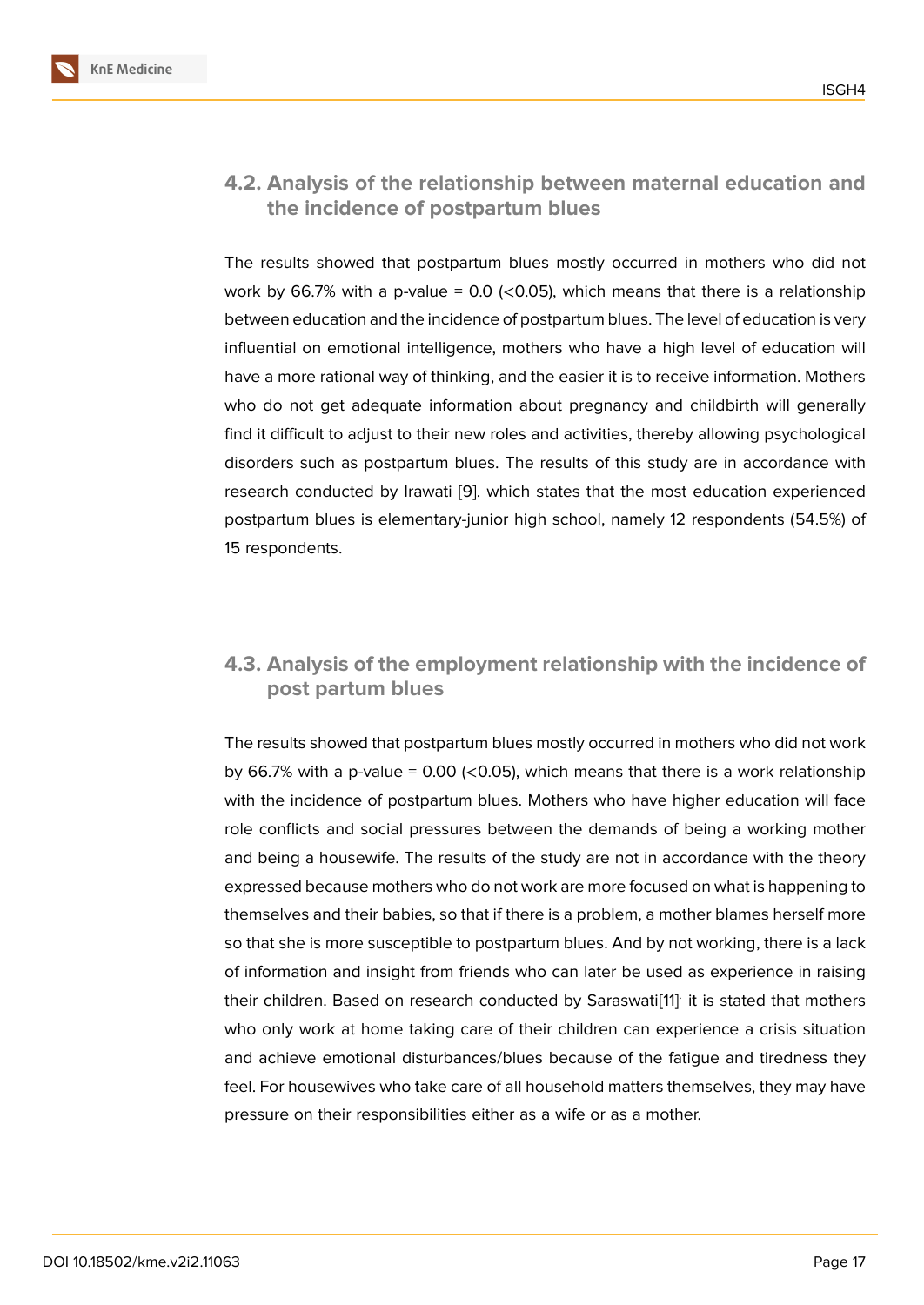### 4.2. Analysis of the relationship between maternal education and the incidence of postpartum blues

The results showed that postpartum blues mostly occurred in mothers who did not work by 66.7% with a p-value = 0.0 (<0.05), which means that there is a relationship between education and the incidence of postpartum blues. The level of education is very influential on emotional intelligence, mothers who have a high level of education will have a more rational way of thinking, and the easier it is to receive information. Mothers who do not get adequate information about pregnancy and childbirth will generally find it difficult to adjust to their new roles and activities, thereby allowing psychological disorders such as postpartum blues. The results of this study are in accordance with research conducted by Irawati [9]. which states that the most education experienced postpartum blues is elementary-junior high school, namely 12 respondents (54.5%) of 15 respondents.

### 4.3. Analysis of the employment relationship with the incidence of post partum blues

The results showed that postpartum blues mostly occurred in mothers who did not work by 66.7% with a p-value = 0.00 (<0.05), which means that there is a work relationship with the incidence of postpartum blues. Mothers who have higher education will face role conflicts and social pressures between the demands of being a working mother and being a housewife. The results of the study are not in accordance with the theory expressed because mothers who do not work are more focused on what is happening to themselves and their babies, so that if there is a problem, a mother blames herself more so that she is more susceptible to postpartum blues. And by not working, there is a lack of information and insight from friends who can later be used as experience in raising their children. Based on research conducted by Saraswati[11] it is stated that mothers who only work at home taking care of their children can experience a crisis situation and achieve emotional disturbances/blues because of the fatigue and tiredness they feel. For housewives who take care of all household matters themselves, they may have pressure on their responsibilities either as a wife or as a mother.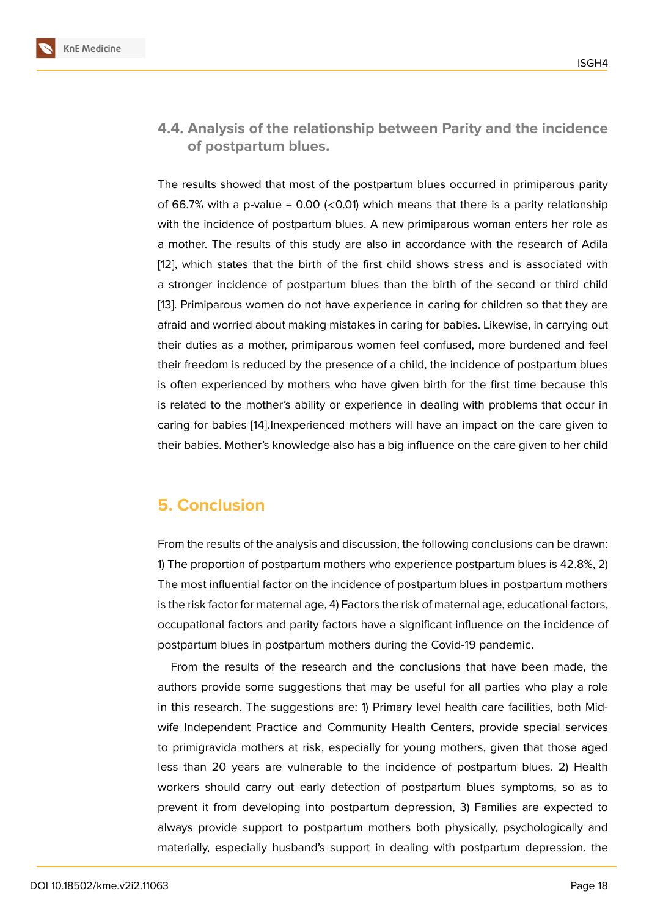### 4.4. Analysis of the relationship between Parity and the incidence of postpartum blues.

The results showed that most of the postpartum blues occurred in primiparous parity of 66.7% with a p-value = 0.00 (<0.01) which means that there is a parity relationship with the incidence of postpartum blues. A new primiparous woman enters her role as a mother. The results of this study are also in accordance with the research of Adila [12], which states that the birth of the first child shows stress and is associated with a stronger incidence of postpartum blues than the birth of the second or third child [13]. Primiparous women do not have experience in caring for children so that they are afraid and worried about making mistakes in caring for babies. Likewise, in carrying out their duties as a mother, primiparous women feel confused, more burdened and feel their freedom is reduced by the presence of a child, the incidence of postpartum blues is often experienced by mothers who have given birth for the first time because this is related to the mother's ability or experience in dealing with problems that occur in caring for babies [14].Inexperienced mothers will have an impact on the care given to their babies. Mother's knowledge also has a big influence on the care given to her child

## 5. Conclusion

From the results of the analysis and discussion, the following conclusions can be drawn: 1) The proportion of postpartum mothers who experience postpartum blues is 42.8%, 2) The most influential factor on the incidence of postpartum blues in postpartum mothers is the risk factor for maternal age, 4) Factors the risk of maternal age, educational factors, occupational factors and parity factors have a significant influence on the incidence of postpartum blues in postpartum mothers during the Covid-19 pandemic.

From the results of the research and the conclusions that have been made, the authors provide some suggestions that may be useful for all parties who play a role in this research. The suggestions are: 1) Primary level health care facilities, both Mid-wife Independent Practice and Community Health Centers, provide special services to primigravida mothers at risk, especially for young mothers, given that those aged less than 20 years are vulnerable to the incidence of postpartum blues. 2) Health workers should carry out early detection of postpartum blues symptoms, so as to prevent it from developing into postpartum depression, 3) Families are expected to always provide support to postpartum mothers both physically, psychologically and materially, especially husband's support in dealing with postpartum depression. the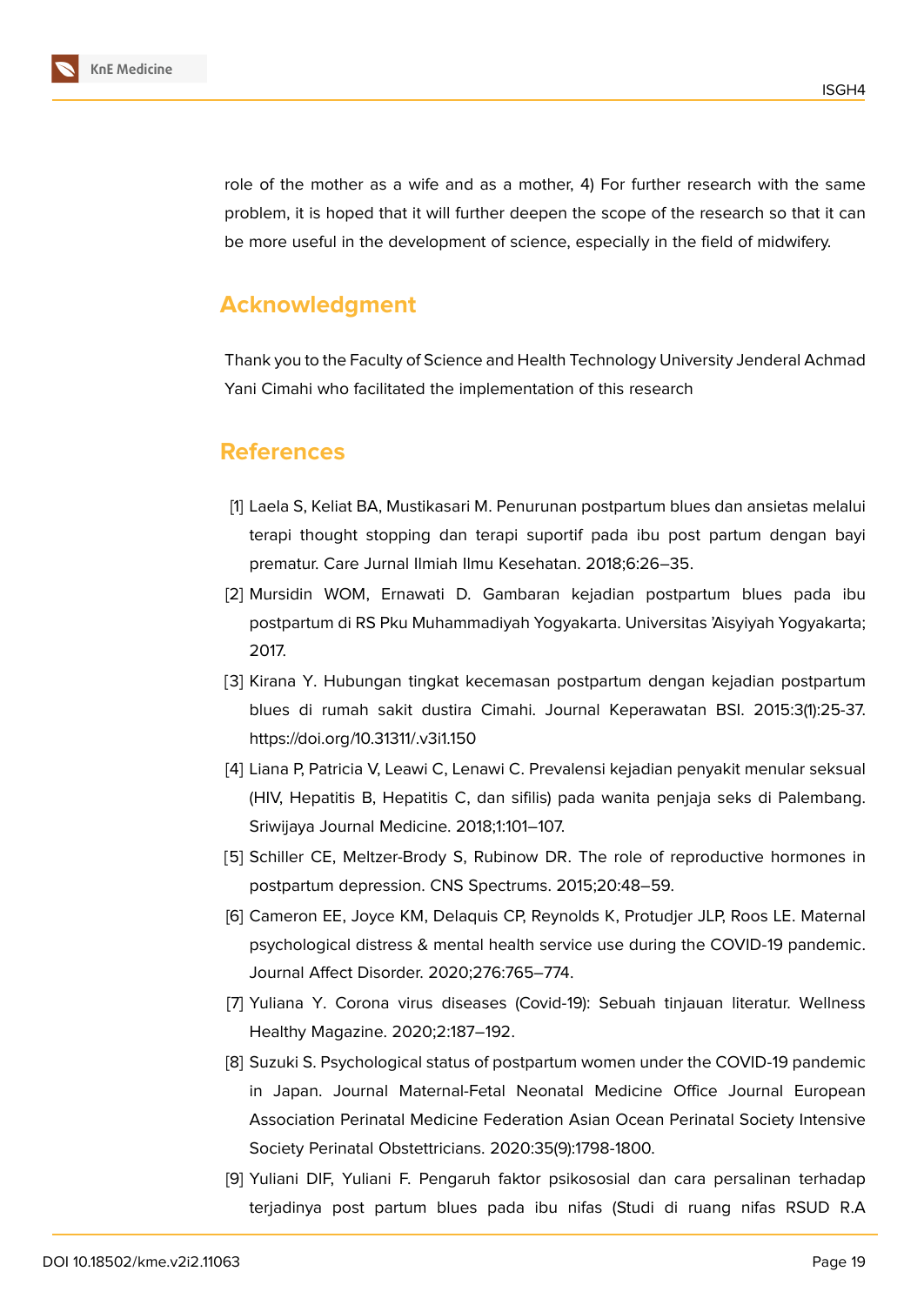role of the mother as a wife and as a mother, 4) For further research with the same problem, it is hoped that it will further deepen the scope of the research so that it can be more useful in the development of science, especially in the field of midwifery.

## Acknowledgment

Thank you to the Faculty of Science and Health Technology University Jenderal Achmad Yani Cimahi who facilitated the implementation of this research

## References

[1] Laela S, Keliat BA, Mustikasari M. Penurunan postpartum blues dan ansietas melalui terapi thought stopping dan terapi suportif pada ibu post partum dengan bayi prematur. Care Jurnal Ilmiah Ilmu Kesehatan. 2018;6:26–35.

[2] Mursidin WOM, Ernawati D. Gambaran kejadian postpartum blues pada ibu postpartum di RS Pku Muhammadiyah Yogyakarta. Universitas 'Aisyiyah Yogyakarta; 2017.

[3] Kirana Y. Hubungan tingkat kecemasan postpartum dengan kejadian postpartum blues di rumah sakit dustira Cimahi. Journal Keperawatan BSI. 2015:3(1):25-37. https://doi.org/10.31311/.v3i1.150

[4] Liana P, Patricia V, Leawi C, Lenawi C. Prevalensi kejadian penyakit menular seksual (HIV, Hepatitis B, Hepatitis C, dan sifilis) pada wanita penjaja seks di Palembang. Sriwijaya Journal Medicine. 2018;1:101–107.

[5] Schiller CE, Meltzer-Brody S, Rubinow DR. The role of reproductive hormones in postpartum depression. CNS Spectrums. 2015;20:48–59.

[6] Cameron EE, Joyce KM, Delaquis CP, Reynolds K, Protudjer JLP, Roos LE. Maternal psychological distress & mental health service use during the COVID-19 pandemic. Journal Affect Disorder. 2020;276:765–774.

[7] Yuliana Y. Corona virus diseases (Covid-19): Sebuah tinjauan literatur. Wellness Healthy Magazine. 2020;2:187–192.

[8] Suzuki S. Psychological status of postpartum women under the COVID-19 pandemic in Japan. Journal Maternal-Fetal Neonatal Medicine Office Journal European Association Perinatal Medicine Federation Asian Ocean Perinatal Society Intensive Society Perinatal Obstettricians. 2020:35(9):1798-1800.

[9] Yuliani DIF, Yuliani F. Pengaruh faktor psikososial dan cara persalinan terhadap terjadinya post partum blues pada ibu nifas (Studi di ruang nifas RSUD R.A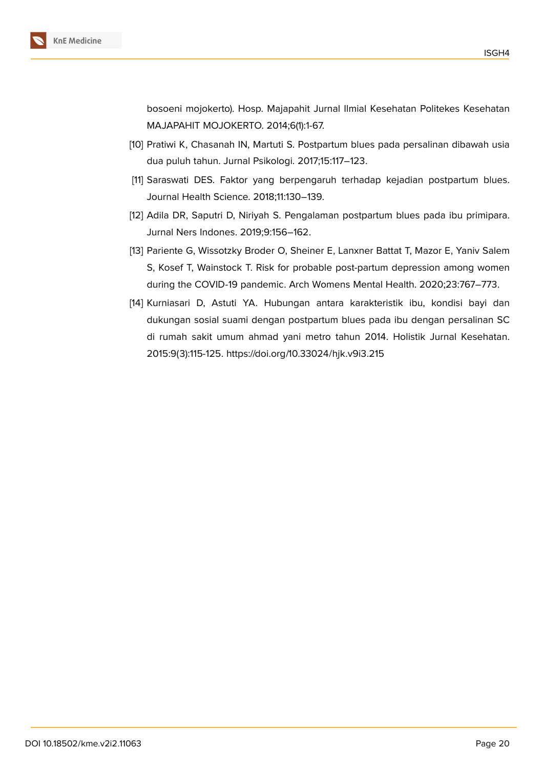bosoeni mojokerto). Hosp. Majapahit Jurnal Ilmial Kesehatan Politekes Kesehatan MAJAPAHIT MOJOKERTO. 2014;6(1):1-67.

[10] Pratiwi K, Chasanah IN, Martuti S. Postpartum blues pada persalinan dibawah usia dua puluh tahun. Jurnal Psikologi. 2017;15:117–123.

[11] Saraswati DES. Faktor yang berpengaruh terhadap kejadian postpartum blues. Journal Health Science. 2018;11:130–139.

[12] Adila DR, Saputri D, Niriyah S. Pengalaman postpartum blues pada ibu primipara. Jurnal Ners Indones. 2019;9:156–162.

[13] Pariente G, Wissotzky Broder O, Sheiner E, Lanxner Battat T, Mazor E, Yaniv Salem S, Kosef T, Wainstock T. Risk for probable post-partum depression among women during the COVID-19 pandemic. Arch Womens Mental Health. 2020;23:767–773.

[14] Kurniasari D, Astuti YA. Hubungan antara karakteristik ibu, kondisi bayi dan dukungan sosial suami dengan postpartum blues pada ibu dengan persalinan SC di rumah sakit umum ahmad yani metro tahun 2014. Holistik Jurnal Kesehatan. 2015:9(3):115-125. https://doi.org/10.33024/hjk.v9i3.215